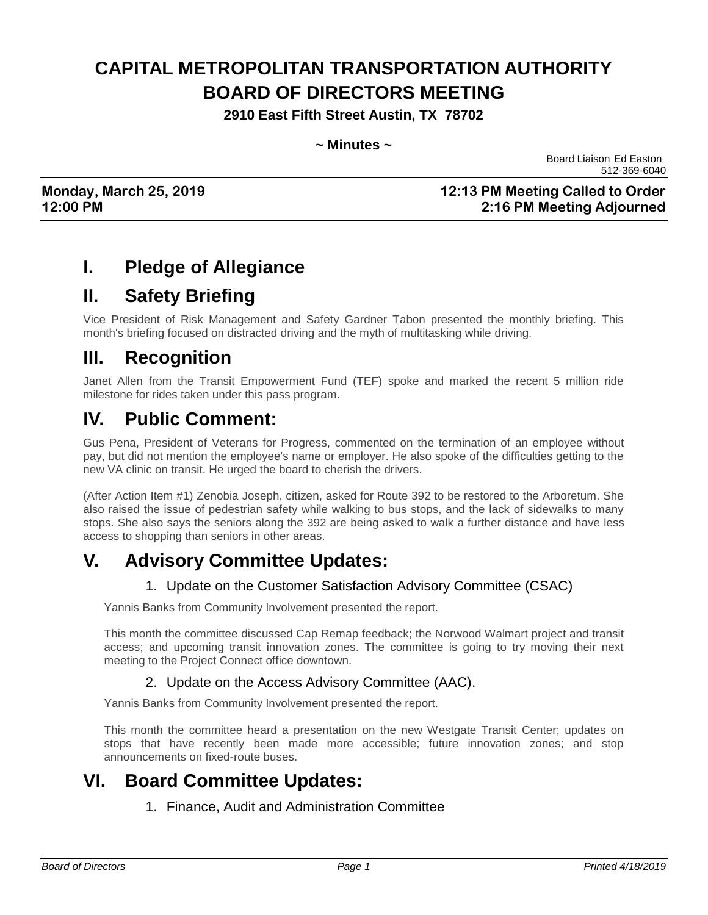# CAPITAL METROPOLITAN TRANSPORTATION AUTHORITY BOARD OF DIRECTORS MEETING

**2910 East Fifth Street Austin, TX 78702**

**~ Minutes ~**

Board Liaison Ed Easton
512-369-6040

**Monday, March 25, 2019** **12:13 PM Meeting Called to Order**
**12:00 PM** **2:16 PM Meeting Adjourned**

# I. Pledge of Allegiance

# II. Safety Briefing

Vice President of Risk Management and Safety Gardner Tabon presented the monthly briefing. This month's briefing focused on distracted driving and the myth of multitasking while driving.

# III. Recognition

Janet Allen from the Transit Empowerment Fund (TEF) spoke and marked the recent 5 million ride milestone for rides taken under this pass program.

# IV. Public Comment:

Gus Pena, President of Veterans for Progress, commented on the termination of an employee without pay, but did not mention the employee's name or employer. He also spoke of the difficulties getting to the new VA clinic on transit. He urged the board to cherish the drivers.

(After Action Item #1) Zenobia Joseph, citizen, asked for Route 392 to be restored to the Arboretum. She also raised the issue of pedestrian safety while walking to bus stops, and the lack of sidewalks to many stops. She also says the seniors along the 392 are being asked to walk a further distance and have less access to shopping than seniors in other areas.

# V. Advisory Committee Updates:

### 1. Update on the Customer Satisfaction Advisory Committee (CSAC)

Yannis Banks from Community Involvement presented the report.

This month the committee discussed Cap Remap feedback; the Norwood Walmart project and transit access; and upcoming transit innovation zones. The committee is going to try moving their next meeting to the Project Connect office downtown.

### 2. Update on the Access Advisory Committee (AAC).

Yannis Banks from Community Involvement presented the report.

This month the committee heard a presentation on the new Westgate Transit Center; updates on stops that have recently been made more accessible; future innovation zones; and stop announcements on fixed-route buses.

# VI. Board Committee Updates:

### 1. Finance, Audit and Administration Committee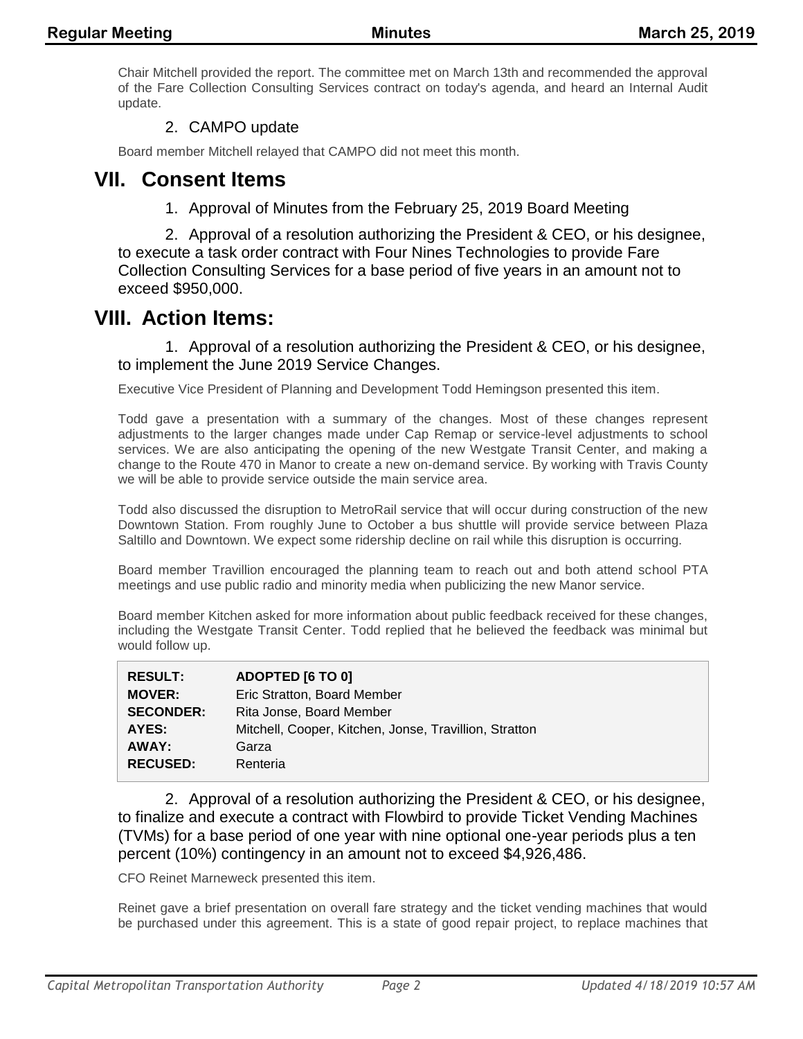Chair Mitchell provided the report. The committee met on March 13th and recommended the approval of the Fare Collection Consulting Services contract on today's agenda, and heard an Internal Audit update.

2. CAMPO update

Board member Mitchell relayed that CAMPO did not meet this month.

# VII. Consent Items

1. Approval of Minutes from the February 25, 2019 Board Meeting

2. Approval of a resolution authorizing the President & CEO, or his designee, to execute a task order contract with Four Nines Technologies to provide Fare Collection Consulting Services for a base period of five years in an amount not to exceed $950,000.

# VIII. Action Items:

1. Approval of a resolution authorizing the President & CEO, or his designee, to implement the June 2019 Service Changes.

Executive Vice President of Planning and Development Todd Hemingson presented this item.

Todd gave a presentation with a summary of the changes. Most of these changes represent adjustments to the larger changes made under Cap Remap or service-level adjustments to school services. We are also anticipating the opening of the new Westgate Transit Center, and making a change to the Route 470 in Manor to create a new on-demand service. By working with Travis County we will be able to provide service outside the main service area.

Todd also discussed the disruption to MetroRail service that will occur during construction of the new Downtown Station. From roughly June to October a bus shuttle will provide service between Plaza Saltillo and Downtown. We expect some ridership decline on rail while this disruption is occurring.

Board member Travillion encouraged the planning team to reach out and both attend school PTA meetings and use public radio and minority media when publicizing the new Manor service.

Board member Kitchen asked for more information about public feedback received for these changes, including the Westgate Transit Center. Todd replied that he believed the feedback was minimal but would follow up.

| | |
|---|---|
| **RESULT:** | **ADOPTED [6 TO 0]** |
| **MOVER:** | Eric Stratton, Board Member |
| **SECONDER:** | Rita Jonse, Board Member |
| **AYES:** | Mitchell, Cooper, Kitchen, Jonse, Travillion, Stratton |
| **AWAY:** | Garza |
| **RECUSED:** | Renteria |

2. Approval of a resolution authorizing the President & CEO, or his designee, to finalize and execute a contract with Flowbird to provide Ticket Vending Machines (TVMs) for a base period of one year with nine optional one-year periods plus a ten percent (10%) contingency in an amount not to exceed $4,926,486.

CFO Reinet Marneweck presented this item.

Reinet gave a brief presentation on overall fare strategy and the ticket vending machines that would be purchased under this agreement. This is a state of good repair project, to replace machines that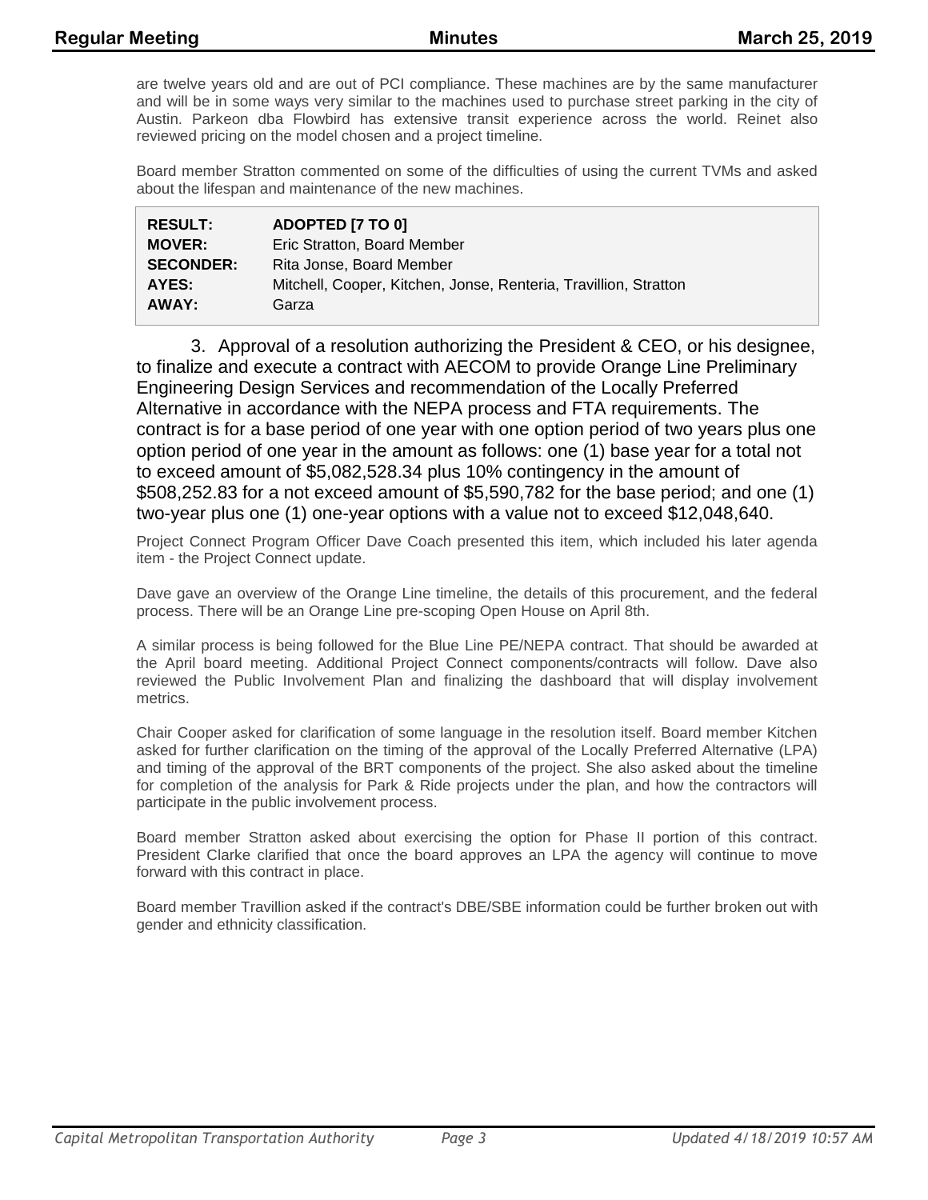are twelve years old and are out of PCI compliance. These machines are by the same manufacturer and will be in some ways very similar to the machines used to purchase street parking in the city of Austin. Parkeon dba Flowbird has extensive transit experience across the world. Reinet also reviewed pricing on the model chosen and a project timeline.

Board member Stratton commented on some of the difficulties of using the current TVMs and asked about the lifespan and maintenance of the new machines.

| | |
|---|---|
| **RESULT:** | **ADOPTED [7 TO 0]** |
| **MOVER:** | Eric Stratton, Board Member |
| **SECONDER:** | Rita Jonse, Board Member |
| **AYES:** | Mitchell, Cooper, Kitchen, Jonse, Renteria, Travillion, Stratton |
| **AWAY:** | Garza |

3. Approval of a resolution authorizing the President & CEO, or his designee, to finalize and execute a contract with AECOM to provide Orange Line Preliminary Engineering Design Services and recommendation of the Locally Preferred Alternative in accordance with the NEPA process and FTA requirements. The contract is for a base period of one year with one option period of two years plus one option period of one year in the amount as follows: one (1) base year for a total not to exceed amount of $5,082,528.34 plus 10% contingency in the amount of $508,252.83 for a not exceed amount of $5,590,782 for the base period; and one (1) two-year plus one (1) one-year options with a value not to exceed $12,048,640.

Project Connect Program Officer Dave Coach presented this item, which included his later agenda item - the Project Connect update.

Dave gave an overview of the Orange Line timeline, the details of this procurement, and the federal process. There will be an Orange Line pre-scoping Open House on April 8th.

A similar process is being followed for the Blue Line PE/NEPA contract. That should be awarded at the April board meeting. Additional Project Connect components/contracts will follow. Dave also reviewed the Public Involvement Plan and finalizing the dashboard that will display involvement metrics.

Chair Cooper asked for clarification of some language in the resolution itself. Board member Kitchen asked for further clarification on the timing of the approval of the Locally Preferred Alternative (LPA) and timing of the approval of the BRT components of the project. She also asked about the timeline for completion of the analysis for Park & Ride projects under the plan, and how the contractors will participate in the public involvement process.

Board member Stratton asked about exercising the option for Phase II portion of this contract. President Clarke clarified that once the board approves an LPA the agency will continue to move forward with this contract in place.

Board member Travillion asked if the contract's DBE/SBE information could be further broken out with gender and ethnicity classification.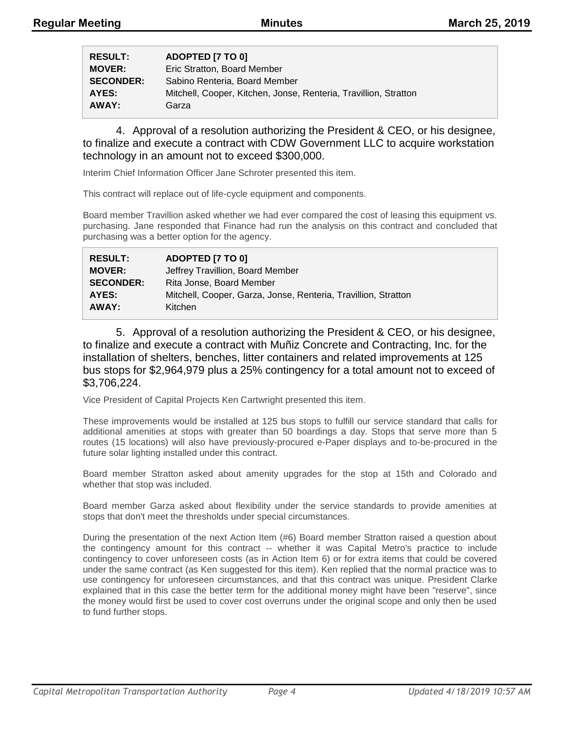| | |
|---|---|
| **RESULT:** | **ADOPTED [7 TO 0]** |
| **MOVER:** | Eric Stratton, Board Member |
| **SECONDER:** | Sabino Renteria, Board Member |
| **AYES:** | Mitchell, Cooper, Kitchen, Jonse, Renteria, Travillion, Stratton |
| **AWAY:** | Garza |

4. Approval of a resolution authorizing the President & CEO, or his designee, to finalize and execute a contract with CDW Government LLC to acquire workstation technology in an amount not to exceed $300,000.

Interim Chief Information Officer Jane Schroter presented this item.

This contract will replace out of life-cycle equipment and components.

Board member Travillion asked whether we had ever compared the cost of leasing this equipment vs. purchasing. Jane responded that Finance had run the analysis on this contract and concluded that purchasing was a better option for the agency.

| | |
|---|---|
| **RESULT:** | **ADOPTED [7 TO 0]** |
| **MOVER:** | Jeffrey Travillion, Board Member |
| **SECONDER:** | Rita Jonse, Board Member |
| **AYES:** | Mitchell, Cooper, Garza, Jonse, Renteria, Travillion, Stratton |
| **AWAY:** | Kitchen |

5. Approval of a resolution authorizing the President & CEO, or his designee, to finalize and execute a contract with Muñiz Concrete and Contracting, Inc. for the installation of shelters, benches, litter containers and related improvements at 125 bus stops for $2,964,979 plus a 25% contingency for a total amount not to exceed of $3,706,224.

Vice President of Capital Projects Ken Cartwright presented this item.

These improvements would be installed at 125 bus stops to fulfill our service standard that calls for additional amenities at stops with greater than 50 boardings a day. Stops that serve more than 5 routes (15 locations) will also have previously-procured e-Paper displays and to-be-procured in the future solar lighting installed under this contract.

Board member Stratton asked about amenity upgrades for the stop at 15th and Colorado and whether that stop was included.

Board member Garza asked about flexibility under the service standards to provide amenities at stops that don't meet the thresholds under special circumstances.

During the presentation of the next Action Item (#6) Board member Stratton raised a question about the contingency amount for this contract -- whether it was Capital Metro's practice to include contingency to cover unforeseen costs (as in Action Item 6) or for extra items that could be covered under the same contract (as Ken suggested for this item). Ken replied that the normal practice was to use contingency for unforeseen circumstances, and that this contract was unique. President Clarke explained that in this case the better term for the additional money might have been "reserve", since the money would first be used to cover cost overruns under the original scope and only then be used to fund further stops.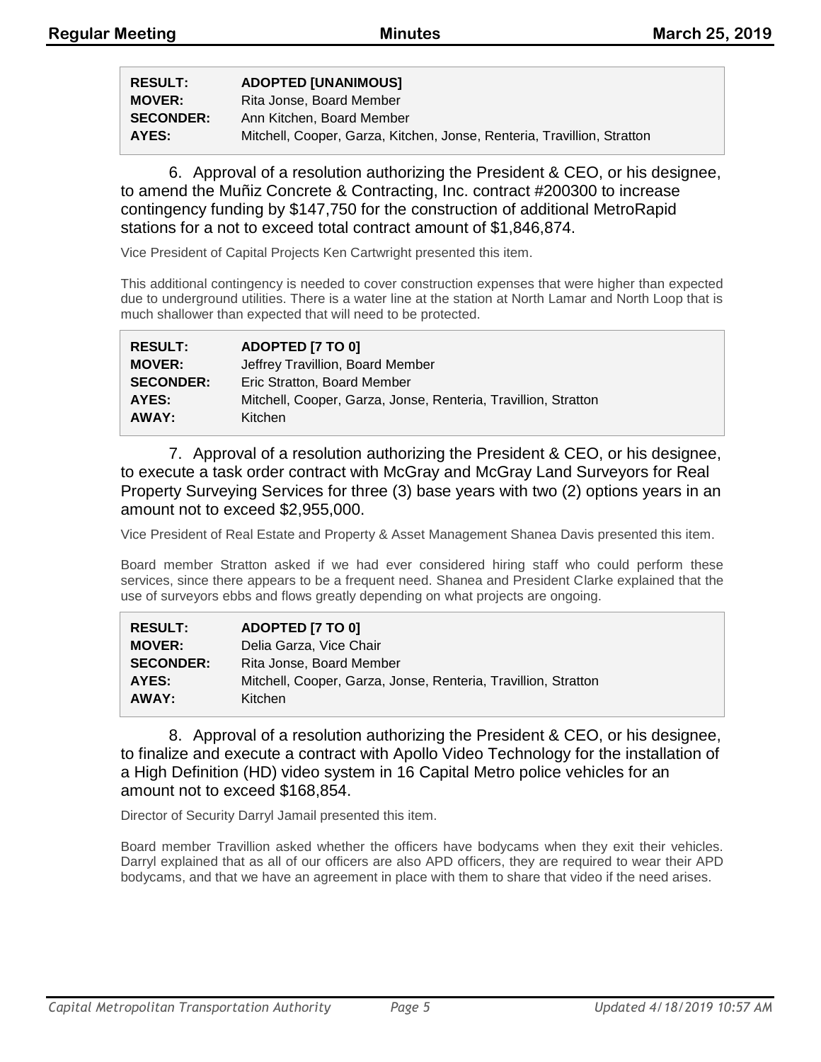| | |
|---|---|
| **RESULT:** | **ADOPTED [UNANIMOUS]** |
| **MOVER:** | Rita Jonse, Board Member |
| **SECONDER:** | Ann Kitchen, Board Member |
| **AYES:** | Mitchell, Cooper, Garza, Kitchen, Jonse, Renteria, Travillion, Stratton |

6. Approval of a resolution authorizing the President & CEO, or his designee, to amend the Muñiz Concrete & Contracting, Inc. contract #200300 to increase contingency funding by $147,750 for the construction of additional MetroRapid stations for a not to exceed total contract amount of $1,846,874.

Vice President of Capital Projects Ken Cartwright presented this item.

This additional contingency is needed to cover construction expenses that were higher than expected due to underground utilities. There is a water line at the station at North Lamar and North Loop that is much shallower than expected that will need to be protected.

| | |
|---|---|
| **RESULT:** | **ADOPTED [7 TO 0]** |
| **MOVER:** | Jeffrey Travillion, Board Member |
| **SECONDER:** | Eric Stratton, Board Member |
| **AYES:** | Mitchell, Cooper, Garza, Jonse, Renteria, Travillion, Stratton |
| **AWAY:** | Kitchen |

7. Approval of a resolution authorizing the President & CEO, or his designee, to execute a task order contract with McGray and McGray Land Surveyors for Real Property Surveying Services for three (3) base years with two (2) options years in an amount not to exceed $2,955,000.

Vice President of Real Estate and Property & Asset Management Shanea Davis presented this item.

Board member Stratton asked if we had ever considered hiring staff who could perform these services, since there appears to be a frequent need. Shanea and President Clarke explained that the use of surveyors ebbs and flows greatly depending on what projects are ongoing.

| | |
|---|---|
| **RESULT:** | **ADOPTED [7 TO 0]** |
| **MOVER:** | Delia Garza, Vice Chair |
| **SECONDER:** | Rita Jonse, Board Member |
| **AYES:** | Mitchell, Cooper, Garza, Jonse, Renteria, Travillion, Stratton |
| **AWAY:** | Kitchen |

8. Approval of a resolution authorizing the President & CEO, or his designee, to finalize and execute a contract with Apollo Video Technology for the installation of a High Definition (HD) video system in 16 Capital Metro police vehicles for an amount not to exceed $168,854.

Director of Security Darryl Jamail presented this item.

Board member Travillion asked whether the officers have bodycams when they exit their vehicles. Darryl explained that as all of our officers are also APD officers, they are required to wear their APD bodycams, and that we have an agreement in place with them to share that video if the need arises.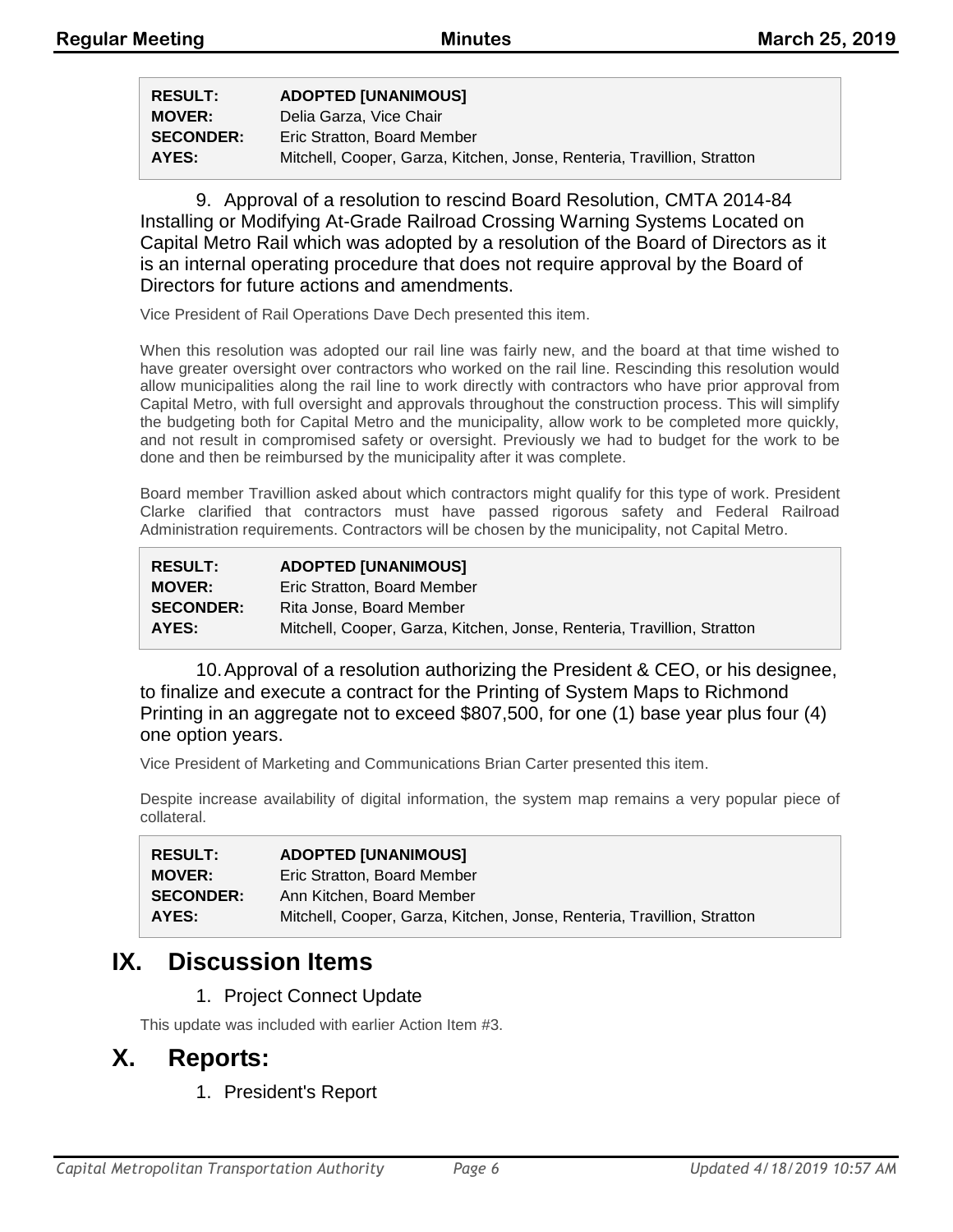| | |
|---|---|
| **RESULT:** | **ADOPTED [UNANIMOUS]** |
| **MOVER:** | Delia Garza, Vice Chair |
| **SECONDER:** | Eric Stratton, Board Member |
| **AYES:** | Mitchell, Cooper, Garza, Kitchen, Jonse, Renteria, Travillion, Stratton |

9. Approval of a resolution to rescind Board Resolution, CMTA 2014-84 Installing or Modifying At-Grade Railroad Crossing Warning Systems Located on Capital Metro Rail which was adopted by a resolution of the Board of Directors as it is an internal operating procedure that does not require approval by the Board of Directors for future actions and amendments.

Vice President of Rail Operations Dave Dech presented this item.

When this resolution was adopted our rail line was fairly new, and the board at that time wished to have greater oversight over contractors who worked on the rail line. Rescinding this resolution would allow municipalities along the rail line to work directly with contractors who have prior approval from Capital Metro, with full oversight and approvals throughout the construction process. This will simplify the budgeting both for Capital Metro and the municipality, allow work to be completed more quickly, and not result in compromised safety or oversight. Previously we had to budget for the work to be done and then be reimbursed by the municipality after it was complete.

Board member Travillion asked about which contractors might qualify for this type of work. President Clarke clarified that contractors must have passed rigorous safety and Federal Railroad Administration requirements. Contractors will be chosen by the municipality, not Capital Metro.

| | |
|---|---|
| **RESULT:** | **ADOPTED [UNANIMOUS]** |
| **MOVER:** | Eric Stratton, Board Member |
| **SECONDER:** | Rita Jonse, Board Member |
| **AYES:** | Mitchell, Cooper, Garza, Kitchen, Jonse, Renteria, Travillion, Stratton |

10. Approval of a resolution authorizing the President & CEO, or his designee, to finalize and execute a contract for the Printing of System Maps to Richmond Printing in an aggregate not to exceed $807,500, for one (1) base year plus four (4) one option years.

Vice President of Marketing and Communications Brian Carter presented this item.

Despite increase availability of digital information, the system map remains a very popular piece of collateral.

| | |
|---|---|
| **RESULT:** | **ADOPTED [UNANIMOUS]** |
| **MOVER:** | Eric Stratton, Board Member |
| **SECONDER:** | Ann Kitchen, Board Member |
| **AYES:** | Mitchell, Cooper, Garza, Kitchen, Jonse, Renteria, Travillion, Stratton |

# IX. Discussion Items

1. Project Connect Update

This update was included with earlier Action Item #3.

# X. Reports:

1. President's Report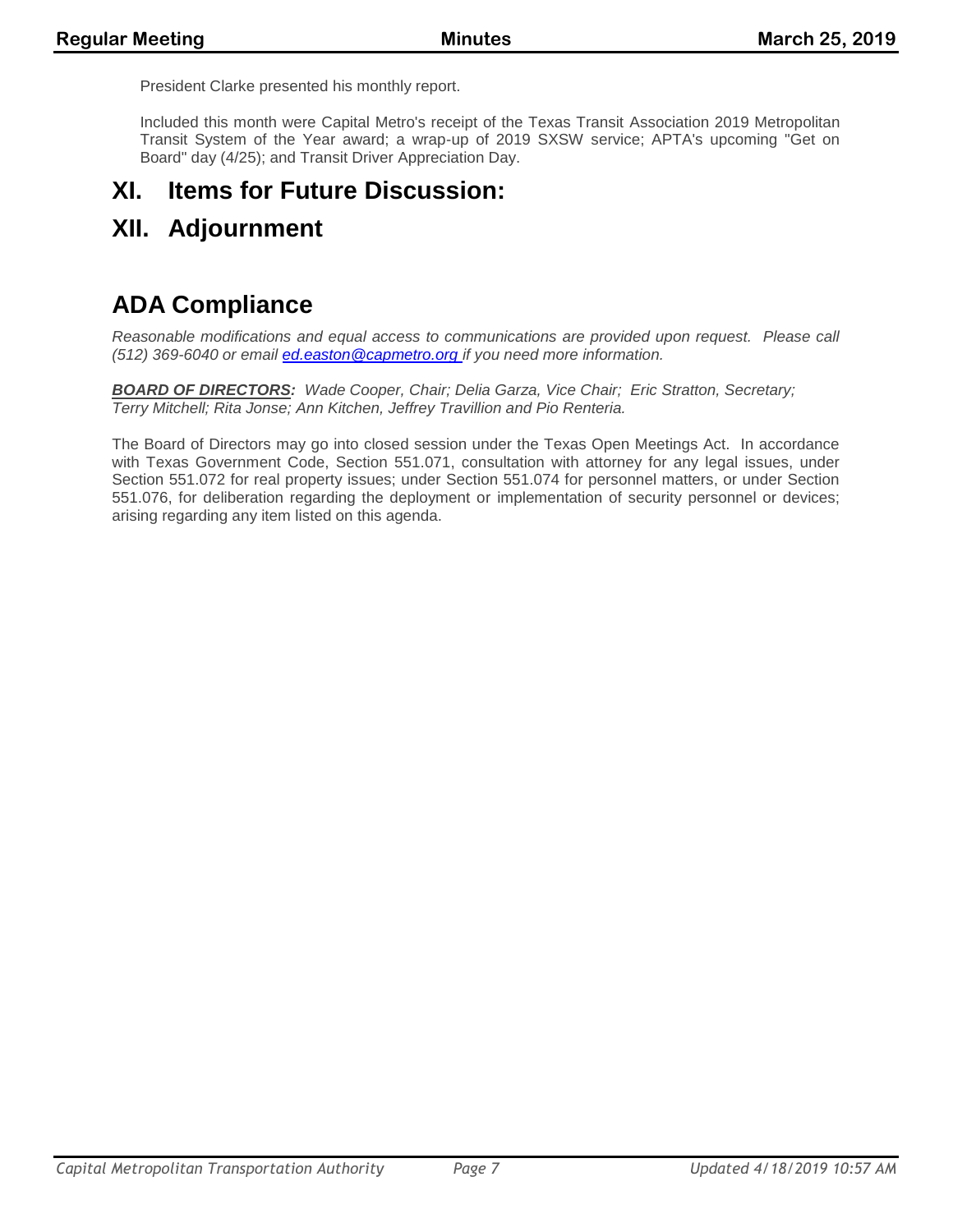President Clarke presented his monthly report.

Included this month were Capital Metro's receipt of the Texas Transit Association 2019 Metropolitan Transit System of the Year award; a wrap-up of 2019 SXSW service; APTA's upcoming "Get on Board" day (4/25); and Transit Driver Appreciation Day.

# XI. Items for Future Discussion:

# XII. Adjournment

# ADA Compliance

*Reasonable modifications and equal access to communications are provided upon request. Please call (512) 369-6040 or email [ed.easton@capmetro.org](mailto:ed.easton@capmetro.org) if you need more information.*

***BOARD OF DIRECTORS:*** *Wade Cooper, Chair; Delia Garza, Vice Chair; Eric Stratton, Secretary; Terry Mitchell; Rita Jonse; Ann Kitchen, Jeffrey Travillion and Pio Renteria.*

The Board of Directors may go into closed session under the Texas Open Meetings Act. In accordance with Texas Government Code, Section 551.071, consultation with attorney for any legal issues, under Section 551.072 for real property issues; under Section 551.074 for personnel matters, or under Section 551.076, for deliberation regarding the deployment or implementation of security personnel or devices; arising regarding any item listed on this agenda.